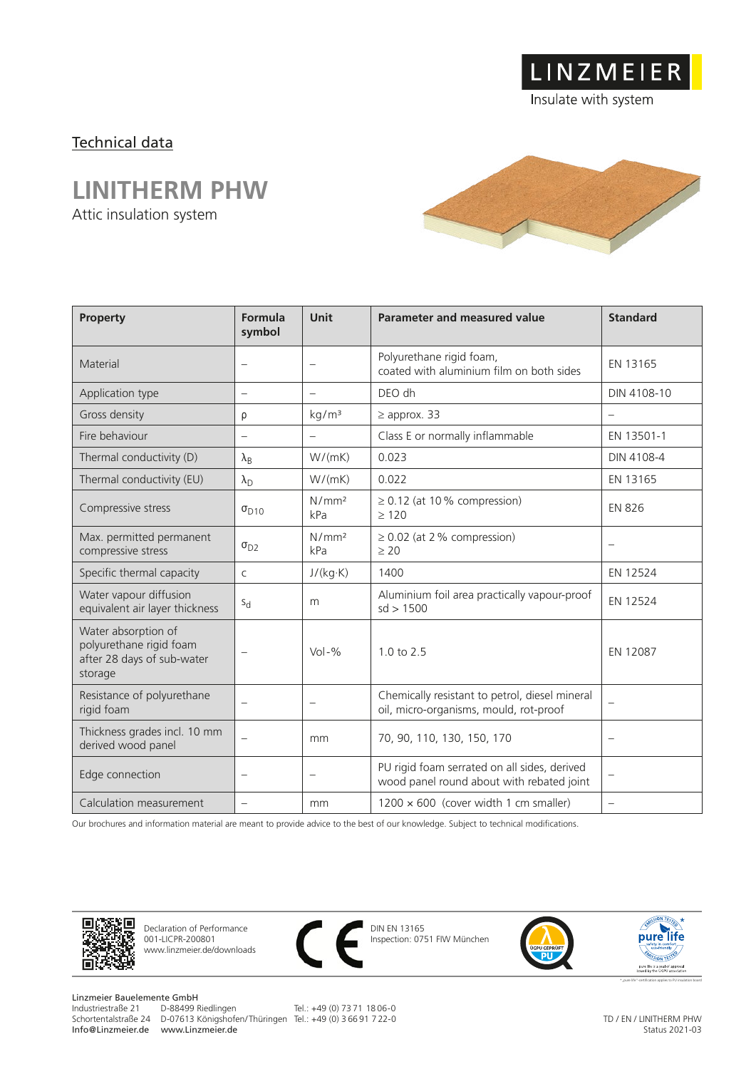LINZMEIER

Insulate with system

Technical data

# LINITHERM PHW

Attic insulation system

| Property | Formula symbol | Unit | Parameter and measured value | Standard |
|---|---|---|---|---|
| Material | – | – | Polyurethane rigid foam, coated with aluminium film on both sides | EN 13165 |
| Application type | – | – | DEO dh | DIN 4108-10 |
| Gross density | $\rho$ | kg/m³ | ≥ approx. 33 | – |
| Fire behaviour | – | – | Class E or normally inflammable | EN 13501-1 |
| Thermal conductivity (D) | $\lambda_B$ | W/(mK) | 0.023 | DIN 4108-4 |
| Thermal conductivity (EU) | $\lambda_D$ | W/(mK) | 0.022 | EN 13165 |
| Compressive stress | $\sigma_{D10}$ | N/mm² kPa | ≥ 0.12 (at 10 % compression) ≥ 120 | EN 826 |
| Max. permitted permanent compressive stress | $\sigma_{D2}$ | N/mm² kPa | ≥ 0.02 (at 2 % compression) ≥ 20 | – |
| Specific thermal capacity | c | J/(kg·K) | 1400 | EN 12524 |
| Water vapour diffusion equivalent air layer thickness | $s_d$ | m | Aluminium foil area practically vapour-proof sd > 1500 | EN 12524 |
| Water absorption of polyurethane rigid foam after 28 days of sub-water storage | – | Vol-% | 1.0 to 2.5 | EN 12087 |
| Resistance of polyurethane rigid foam | – | – | Chemically resistant to petrol, diesel mineral oil, micro-organisms, mould, rot-proof | – |
| Thickness grades incl. 10 mm derived wood panel | – | mm | 70, 90, 110, 130, 150, 170 | – |
| Edge connection | – | – | PU rigid foam serrated on all sides, derived wood panel round about with rebated joint | – |
| Calculation measurement | – | mm | 1200 × 600 (cover width 1 cm smaller) | – |

Our brochures and information material are meant to provide advice to the best of our knowledge. Subject to technical modifications.

Declaration of Performance
001-LICPR-200801
www.linzmeier.de/downloads

DIN EN 13165
Inspection: 0751 FIW München

Linzmeier Bauelemente GmbH
Industriestraße 21 D-88499 Riedlingen Tel.: +49 (0) 73 71 18 06-0
Schortentalstraße 24 D-07613 Königshofen/Thüringen Tel.: +49 (0) 3 66 91 7 22-0
Info@Linzmeier.de www.Linzmeier.de

TD / EN / LINITHERM PHW
Status 2021-03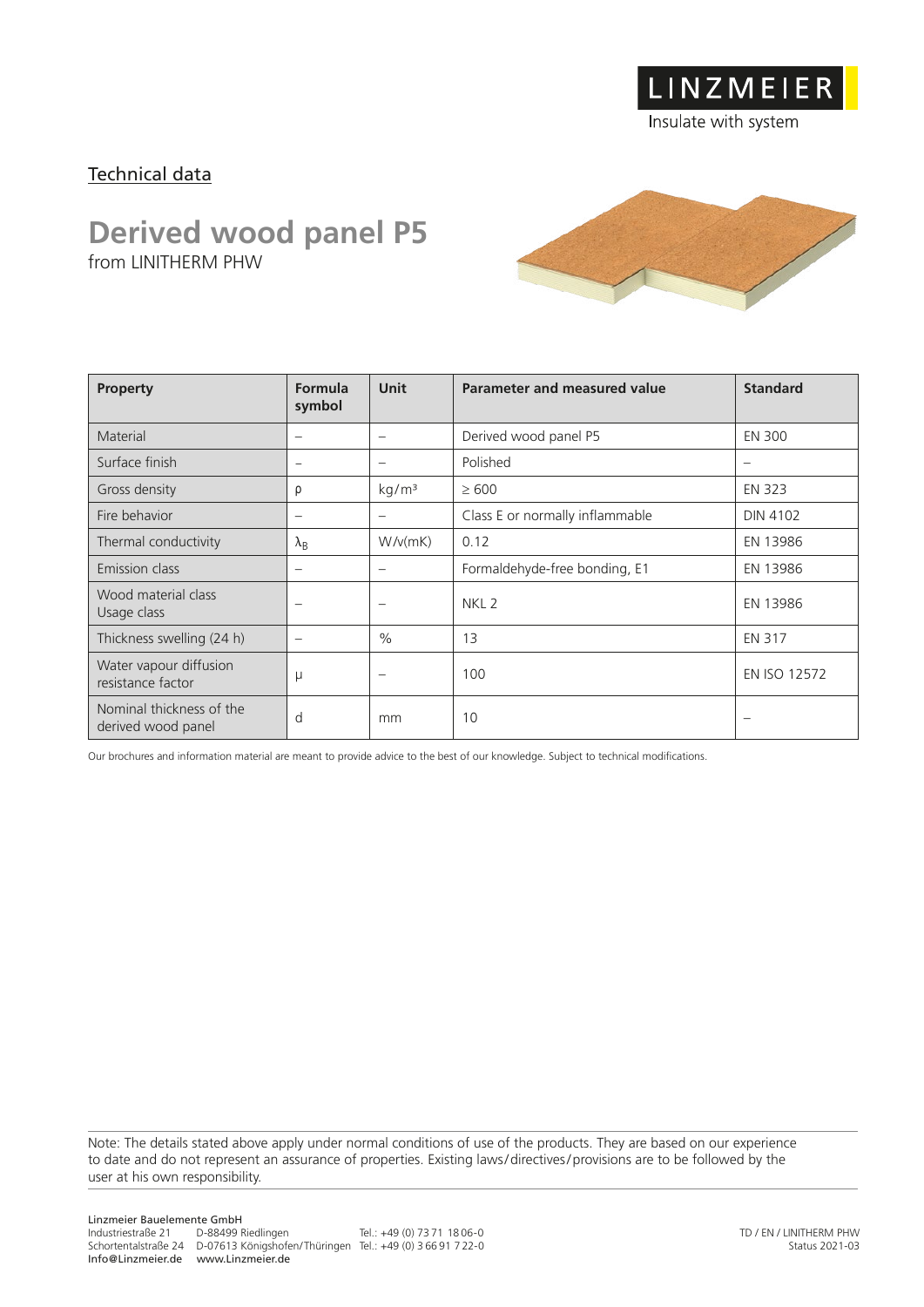LINZMEIER

Insulate with system

Technical data

# Derived wood panel P5

from LINITHERM PHW

| Property | Formula symbol | Unit | Parameter and measured value | Standard |
|---|---|---|---|---|
| Material | – | – | Derived wood panel P5 | EN 300 |
| Surface finish | – | – | Polished | – |
| Gross density | ρ | kg/m³ | ≥ 600 | EN 323 |
| Fire behavior | – | – | Class E or normally inflammable | DIN 4102 |
| Thermal conductivity | $\lambda_B$ | W/(mK) | 0.12 | EN 13986 |
| Emission class | – | – | Formaldehyde-free bonding, E1 | EN 13986 |
| Wood material class Usage class | – | – | NKL 2 | EN 13986 |
| Thickness swelling (24 h) | – | % | 13 | EN 317 |
| Water vapour diffusion resistance factor | μ | – | 100 | EN ISO 12572 |
| Nominal thickness of the derived wood panel | d | mm | 10 | – |

Our brochures and information material are meant to provide advice to the best of our knowledge. Subject to technical modifications.

Note: The details stated above apply under normal conditions of use of the products. They are based on our experience to date and do not represent an assurance of properties. Existing laws/directives/provisions are to be followed by the user at his own responsibility.

Linzmeier Bauelemente GmbH
Industriestraße 21 D-88499 Riedlingen Tel.: +49 (0) 73 71 18 06-0
Schortentalstraße 24 D-07613 Königshofen/Thüringen Tel.: +49 (0) 3 66 91 7 22-0
Info@Linzmeier.de www.Linzmeier.de

TD / EN / LINITHERM PHW
Status 2021-03